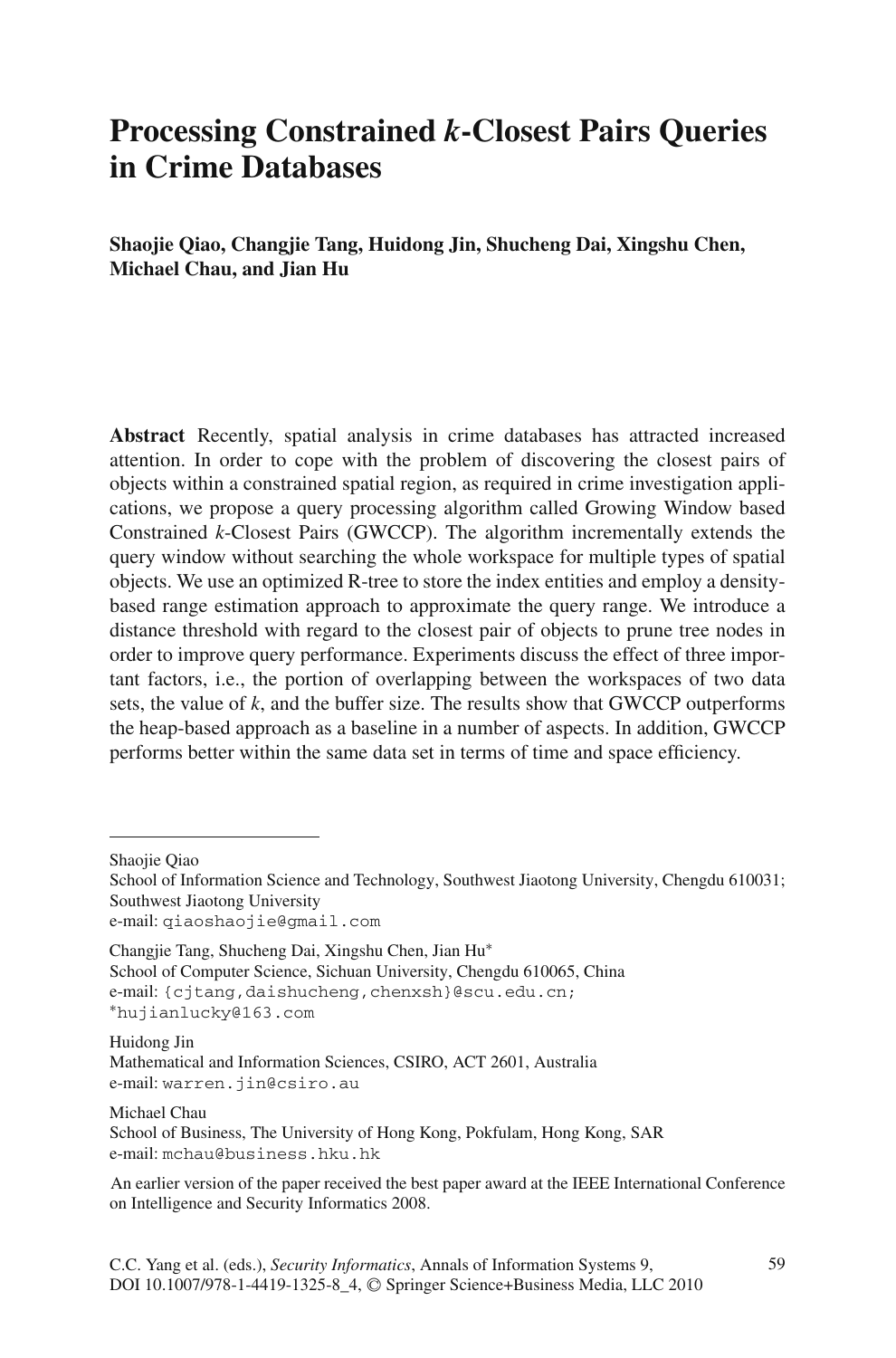# Processing Constrained *k*-Closest Pairs Queries in Crime Databases

**Shaojie Qiao, Changjie Tang, Huidong Jin, Shucheng Dai, Xingshu Chen, Michael Chau, and Jian Hu**

**Abstract** Recently, spatial analysis in crime databases has attracted increased attention. In order to cope with the problem of discovering the closest pairs of objects within a constrained spatial region, as required in crime investigation applications, we propose a query processing algorithm called Growing Window based Constrained *k*-Closest Pairs (GWCCP). The algorithm incrementally extends the query window without searching the whole workspace for multiple types of spatial objects. We use an optimized R-tree to store the index entities and employ a density-based range estimation approach to approximate the query range. We introduce a distance threshold with regard to the closest pair of objects to prune tree nodes in order to improve query performance. Experiments discuss the effect of three important factors, i.e., the portion of overlapping between the workspaces of two data sets, the value of *k*, and the buffer size. The results show that GWCCP outperforms the heap-based approach as a baseline in a number of aspects. In addition, GWCCP performs better within the same data set in terms of time and space efficiency.

---

Shaojie Qiao
School of Information Science and Technology, Southwest Jiaotong University, Chengdu 610031; Southwest Jiaotong University
e-mail: qiaoshaojie@gmail.com

Changjie Tang, Shucheng Dai, Xingshu Chen, Jian Hu*
School of Computer Science, Sichuan University, Chengdu 610065, China
e-mail: {cjtang,daishucheng,chenxsh}@scu.edu.cn;
*hujianlucky@163.com

Huidong Jin
Mathematical and Information Sciences, CSIRO, ACT 2601, Australia
e-mail: warren.jin@csiro.au

Michael Chau
School of Business, The University of Hong Kong, Pokfulam, Hong Kong, SAR
e-mail: mchau@business.hku.hk

An earlier version of the paper received the best paper award at the IEEE International Conference on Intelligence and Security Informatics 2008.

C.C. Yang et al. (eds.), *Security Informatics*, Annals of Information Systems 9, DOI 10.1007/978-1-4419-1325-8_4, © Springer Science+Business Media, LLC 2010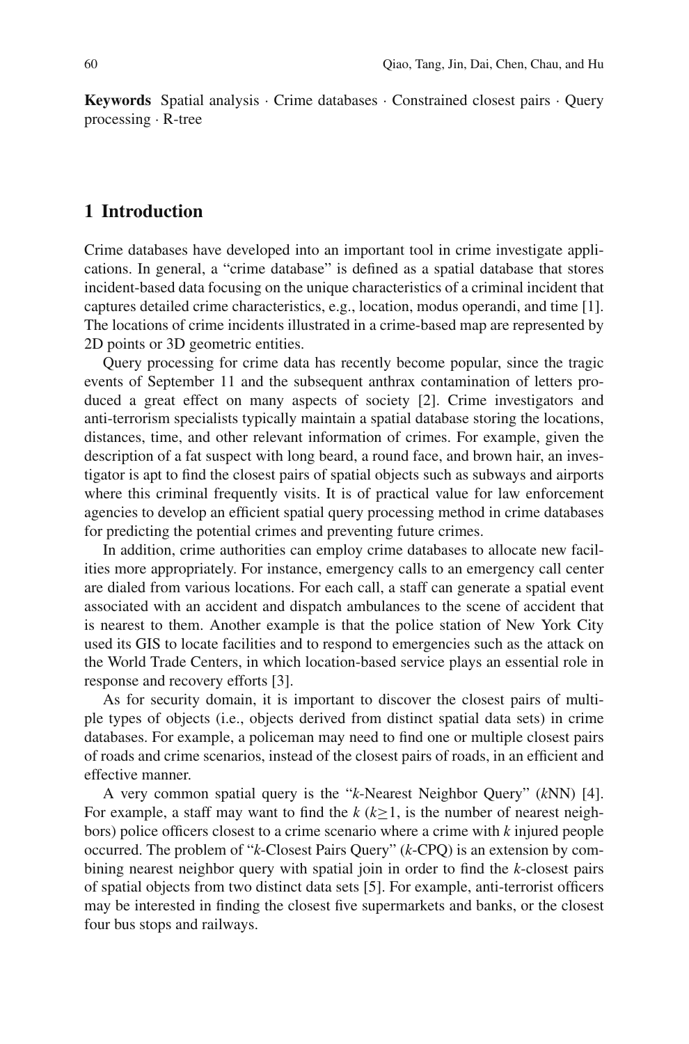**Keywords** Spatial analysis · Crime databases · Constrained closest pairs · Query processing · R-tree

## 1 Introduction

Crime databases have developed into an important tool in crime investigate applications. In general, a "crime database" is defined as a spatial database that stores incident-based data focusing on the unique characteristics of a criminal incident that captures detailed crime characteristics, e.g., location, modus operandi, and time [1]. The locations of crime incidents illustrated in a crime-based map are represented by 2D points or 3D geometric entities.

Query processing for crime data has recently become popular, since the tragic events of September 11 and the subsequent anthrax contamination of letters produced a great effect on many aspects of society [2]. Crime investigators and anti-terrorism specialists typically maintain a spatial database storing the locations, distances, time, and other relevant information of crimes. For example, given the description of a fat suspect with long beard, a round face, and brown hair, an investigator is apt to find the closest pairs of spatial objects such as subways and airports where this criminal frequently visits. It is of practical value for law enforcement agencies to develop an efficient spatial query processing method in crime databases for predicting the potential crimes and preventing future crimes.

In addition, crime authorities can employ crime databases to allocate new facilities more appropriately. For instance, emergency calls to an emergency call center are dialed from various locations. For each call, a staff can generate a spatial event associated with an accident and dispatch ambulances to the scene of accident that is nearest to them. Another example is that the police station of New York City used its GIS to locate facilities and to respond to emergencies such as the attack on the World Trade Centers, in which location-based service plays an essential role in response and recovery efforts [3].

As for security domain, it is important to discover the closest pairs of multiple types of objects (i.e., objects derived from distinct spatial data sets) in crime databases. For example, a policeman may need to find one or multiple closest pairs of roads and crime scenarios, instead of the closest pairs of roads, in an efficient and effective manner.

A very common spatial query is the "*k*-Nearest Neighbor Query" (*k*NN) [4]. For example, a staff may want to find the $k$ ($k \geq 1$, is the number of nearest neighbors) police officers closest to a crime scenario where a crime with $k$ injured people occurred. The problem of "*k*-Closest Pairs Query" (*k*-CPQ) is an extension by combining nearest neighbor query with spatial join in order to find the *k*-closest pairs of spatial objects from two distinct data sets [5]. For example, anti-terrorist officers may be interested in finding the closest five supermarkets and banks, or the closest four bus stops and railways.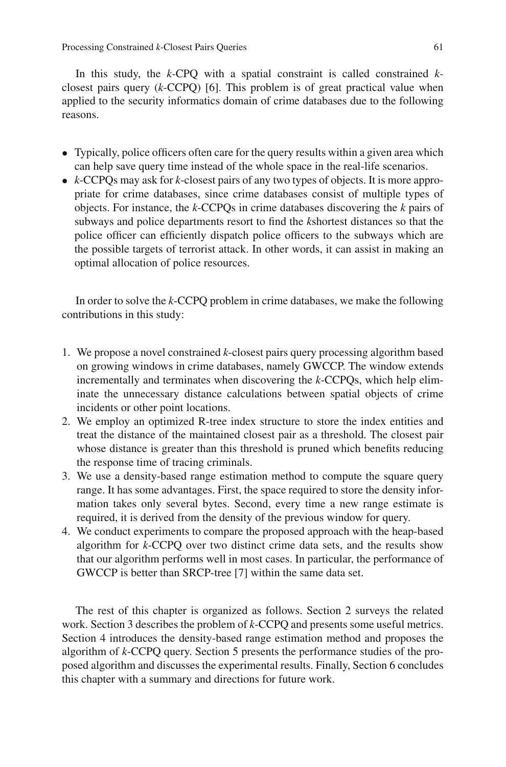In this study, the *k*-CPQ with a spatial constraint is called constrained *k*-closest pairs query (*k*-CCPQ) [6]. This problem is of great practical value when applied to the security informatics domain of crime databases due to the following reasons.

- Typically, police officers often care for the query results within a given area which can help save query time instead of the whole space in the real-life scenarios.
- *k*-CCPQs may ask for *k*-closest pairs of any two types of objects. It is more appropriate for crime databases, since crime databases consist of multiple types of objects. For instance, the *k*-CCPQs in crime databases discovering the *k* pairs of subways and police departments resort to find the *k*shortest distances so that the police officer can efficiently dispatch police officers to the subways which are the possible targets of terrorist attack. In other words, it can assist in making an optimal allocation of police resources.

In order to solve the *k*-CCPQ problem in crime databases, we make the following contributions in this study:

1. We propose a novel constrained *k*-closest pairs query processing algorithm based on growing windows in crime databases, namely GWCCP. The window extends incrementally and terminates when discovering the *k*-CCPQs, which help eliminate the unnecessary distance calculations between spatial objects of crime incidents or other point locations.
2. We employ an optimized R-tree index structure to store the index entities and treat the distance of the maintained closest pair as a threshold. The closest pair whose distance is greater than this threshold is pruned which benefits reducing the response time of tracing criminals.
3. We use a density-based range estimation method to compute the square query range. It has some advantages. First, the space required to store the density information takes only several bytes. Second, every time a new range estimate is required, it is derived from the density of the previous window for query.
4. We conduct experiments to compare the proposed approach with the heap-based algorithm for *k*-CCPQ over two distinct crime data sets, and the results show that our algorithm performs well in most cases. In particular, the performance of GWCCP is better than SRCP-tree [7] within the same data set.

The rest of this chapter is organized as follows. Section 2 surveys the related work. Section 3 describes the problem of *k*-CCPQ and presents some useful metrics. Section 4 introduces the density-based range estimation method and proposes the algorithm of *k*-CCPQ query. Section 5 presents the performance studies of the proposed algorithm and discusses the experimental results. Finally, Section 6 concludes this chapter with a summary and directions for future work.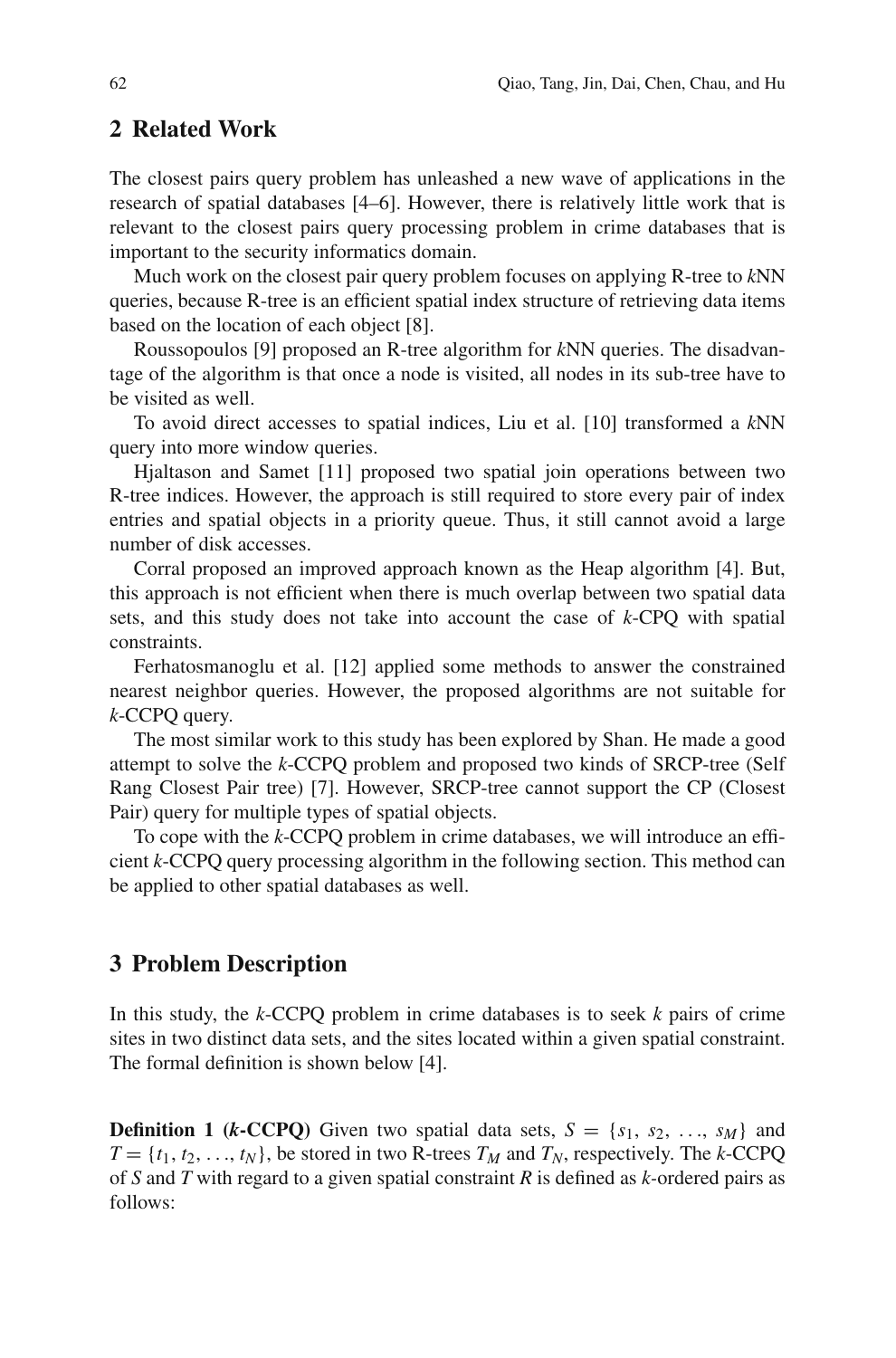## 2 Related Work

The closest pairs query problem has unleashed a new wave of applications in the research of spatial databases [4–6]. However, there is relatively little work that is relevant to the closest pairs query processing problem in crime databases that is important to the security informatics domain.

Much work on the closest pair query problem focuses on applying R-tree to *k*NN queries, because R-tree is an efficient spatial index structure of retrieving data items based on the location of each object [8].

Roussopoulos [9] proposed an R-tree algorithm for *k*NN queries. The disadvantage of the algorithm is that once a node is visited, all nodes in its sub-tree have to be visited as well.

To avoid direct accesses to spatial indices, Liu et al. [10] transformed a *k*NN query into more window queries.

Hjaltason and Samet [11] proposed two spatial join operations between two R-tree indices. However, the approach is still required to store every pair of index entries and spatial objects in a priority queue. Thus, it still cannot avoid a large number of disk accesses.

Corral proposed an improved approach known as the Heap algorithm [4]. But, this approach is not efficient when there is much overlap between two spatial data sets, and this study does not take into account the case of *k*-CPQ with spatial constraints.

Ferhatosmanoglu et al. [12] applied some methods to answer the constrained nearest neighbor queries. However, the proposed algorithms are not suitable for *k*-CCPQ query.

The most similar work to this study has been explored by Shan. He made a good attempt to solve the *k*-CCPQ problem and proposed two kinds of SRCP-tree (Self Rang Closest Pair tree) [7]. However, SRCP-tree cannot support the CP (Closest Pair) query for multiple types of spatial objects.

To cope with the *k*-CCPQ problem in crime databases, we will introduce an efficient *k*-CCPQ query processing algorithm in the following section. This method can be applied to other spatial databases as well.

## 3 Problem Description

In this study, the *k*-CCPQ problem in crime databases is to seek *k* pairs of crime sites in two distinct data sets, and the sites located within a given spatial constraint. The formal definition is shown below [4].

**Definition 1 (*k*-CCPQ)** Given two spatial data sets, $S = \{s_1, s_2, \ldots, s_M\}$ and $T = \{t_1, t_2, \ldots, t_N\}$, be stored in two R-trees $T_M$ and $T_N$, respectively. The *k*-CCPQ of *S* and *T* with regard to a given spatial constraint *R* is defined as *k*-ordered pairs as follows: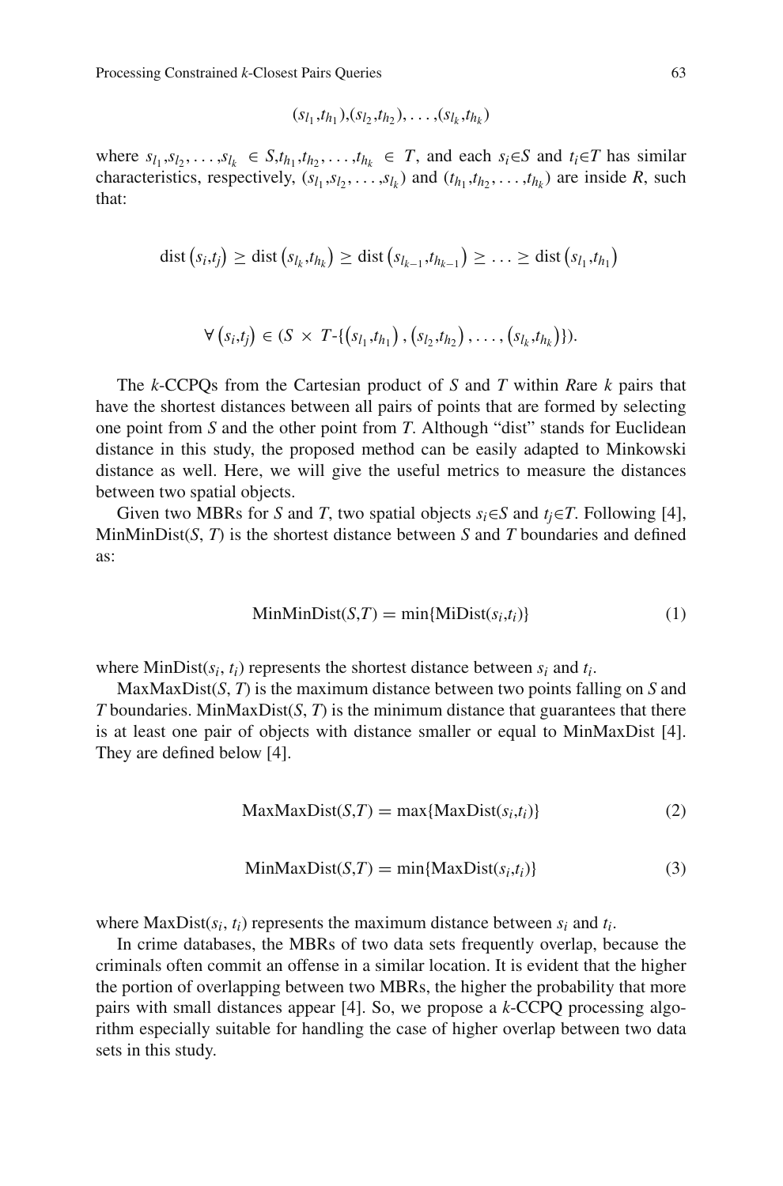$$(s_{l_1},t_{h_1}),(s_{l_2},t_{h_2}),\ldots,(s_{l_k},t_{h_k})$$

where $s_{l_1},s_{l_2},\ldots,s_{l_k} \in S$, $t_{h_1},t_{h_2},\ldots,t_{h_k} \in T$, and each $s_i \in S$ and $t_i \in T$ has similar characteristics, respectively, $(s_{l_1},s_{l_2},\ldots,s_{l_k})$ and $(t_{h_1},t_{h_2},\ldots,t_{h_k})$ are inside $R$, such that:

$$\text{dist}\left(s_i,t_j\right) \geq \text{dist}\left(s_{l_k},t_{h_k}\right) \geq \text{dist}\left(s_{l_{k-1}},t_{h_{k-1}}\right) \geq \ldots \geq \text{dist}\left(s_{l_1},t_{h_1}\right)$$

$$\forall \left(s_i,t_j\right) \in (S \times T\text{-}\{\left(s_{l_1},t_{h_1}\right),\left(s_{l_2},t_{h_2}\right),\ldots,\left(s_{l_k},t_{h_k}\right)\}).$$

The $k$-CCPQs from the Cartesian product of $S$ and $T$ within $R$are $k$ pairs that have the shortest distances between all pairs of points that are formed by selecting one point from $S$ and the other point from $T$. Although "dist" stands for Euclidean distance in this study, the proposed method can be easily adapted to Minkowski distance as well. Here, we will give the useful metrics to measure the distances between two spatial objects.

Given two MBRs for $S$ and $T$, two spatial objects $s_i \in S$ and $t_j \in T$. Following [4], MinMinDist($S$, $T$) is the shortest distance between $S$ and $T$ boundaries and defined as:

$$\text{MinMinDist}(S,T) = \min\{\text{MiDist}(s_i,t_i)\} \tag{1}$$

where MinDist($s_i$, $t_i$) represents the shortest distance between $s_i$ and $t_i$.

MaxMaxDist($S$, $T$) is the maximum distance between two points falling on $S$ and $T$ boundaries. MinMaxDist($S$, $T$) is the minimum distance that guarantees that there is at least one pair of objects with distance smaller or equal to MinMaxDist [4]. They are defined below [4].

$$\text{MaxMaxDist}(S,T) = \max\{\text{MaxDist}(s_i,t_i)\} \tag{2}$$

$$\text{MinMaxDist}(S,T) = \min\{\text{MaxDist}(s_i,t_i)\} \tag{3}$$

where MaxDist($s_i$, $t_i$) represents the maximum distance between $s_i$ and $t_i$.

In crime databases, the MBRs of two data sets frequently overlap, because the criminals often commit an offense in a similar location. It is evident that the higher the portion of overlapping between two MBRs, the higher the probability that more pairs with small distances appear [4]. So, we propose a $k$-CCPQ processing algorithm especially suitable for handling the case of higher overlap between two data sets in this study.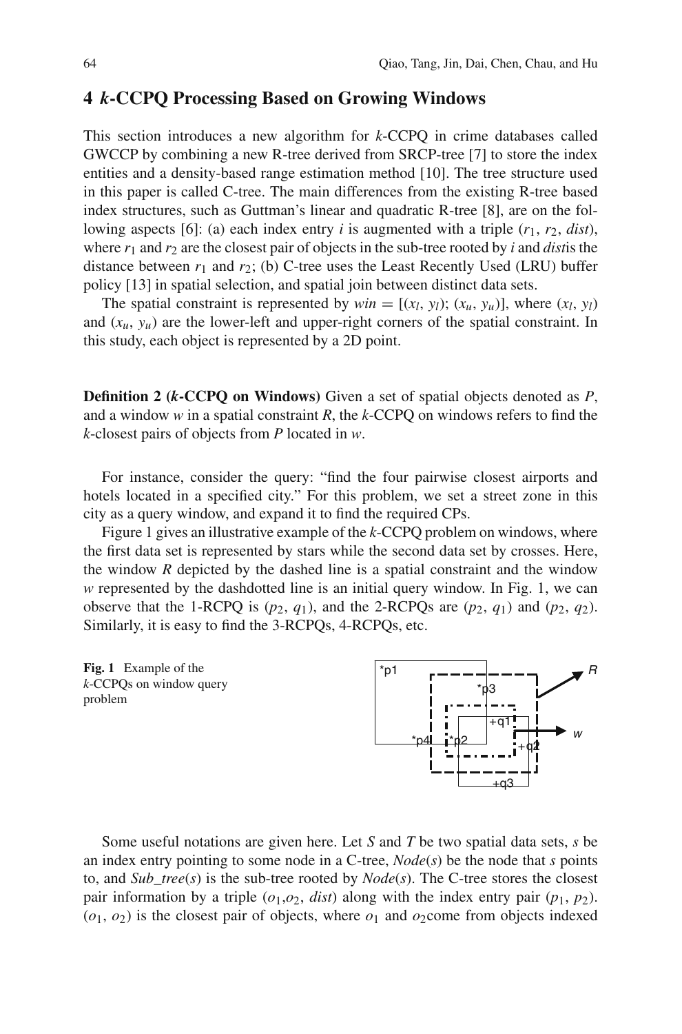## 4 *k*-CCPQ Processing Based on Growing Windows

This section introduces a new algorithm for *k*-CCPQ in crime databases called GWCCP by combining a new R-tree derived from SRCP-tree [7] to store the index entities and a density-based range estimation method [10]. The tree structure used in this paper is called C-tree. The main differences from the existing R-tree based index structures, such as Guttman's linear and quadratic R-tree [8], are on the following aspects [6]: (a) each index entry *i* is augmented with a triple ($r_1$, $r_2$, *dist*), where $r_1$ and $r_2$ are the closest pair of objects in the sub-tree rooted by *i* and *dist*is the distance between $r_1$ and $r_2$; (b) C-tree uses the Least Recently Used (LRU) buffer policy [13] in spatial selection, and spatial join between distinct data sets.

The spatial constraint is represented by $win = [(x_l, y_l); (x_u, y_u)]$, where $(x_l, y_l)$ and $(x_u, y_u)$ are the lower-left and upper-right corners of the spatial constraint. In this study, each object is represented by a 2D point.

**Definition 2 (*k*-CCPQ on Windows)** Given a set of spatial objects denoted as *P*, and a window *w* in a spatial constraint *R*, the *k*-CCPQ on windows refers to find the *k*-closest pairs of objects from *P* located in *w*.

For instance, consider the query: "find the four pairwise closest airports and hotels located in a specified city." For this problem, we set a street zone in this city as a query window, and expand it to find the required CPs.

Figure 1 gives an illustrative example of the *k*-CCPQ problem on windows, where the first data set is represented by stars while the second data set by crosses. Here, the window *R* depicted by the dashed line is a spatial constraint and the window *w* represented by the dashdotted line is an initial query window. In Fig. 1, we can observe that the 1-RCPQ is ($p_2$, $q_1$), and the 2-RCPQs are ($p_2$, $q_1$) and ($p_2$, $q_2$). Similarly, it is easy to find the 3-RCPQs, 4-RCPQs, etc.

**Fig. 1** Example of the *k*-CCPQs on window query problem

Some useful notations are given here. Let *S* and *T* be two spatial data sets, *s* be an index entry pointing to some node in a C-tree, *Node*(*s*) be the node that *s* points to, and *Sub_tree*(*s*) is the sub-tree rooted by *Node*(*s*). The C-tree stores the closest pair information by a triple ($o_1$,$o_2$, *dist*) along with the index entry pair ($p_1$, $p_2$). ($o_1$, $o_2$) is the closest pair of objects, where $o_1$ and $o_2$come from objects indexed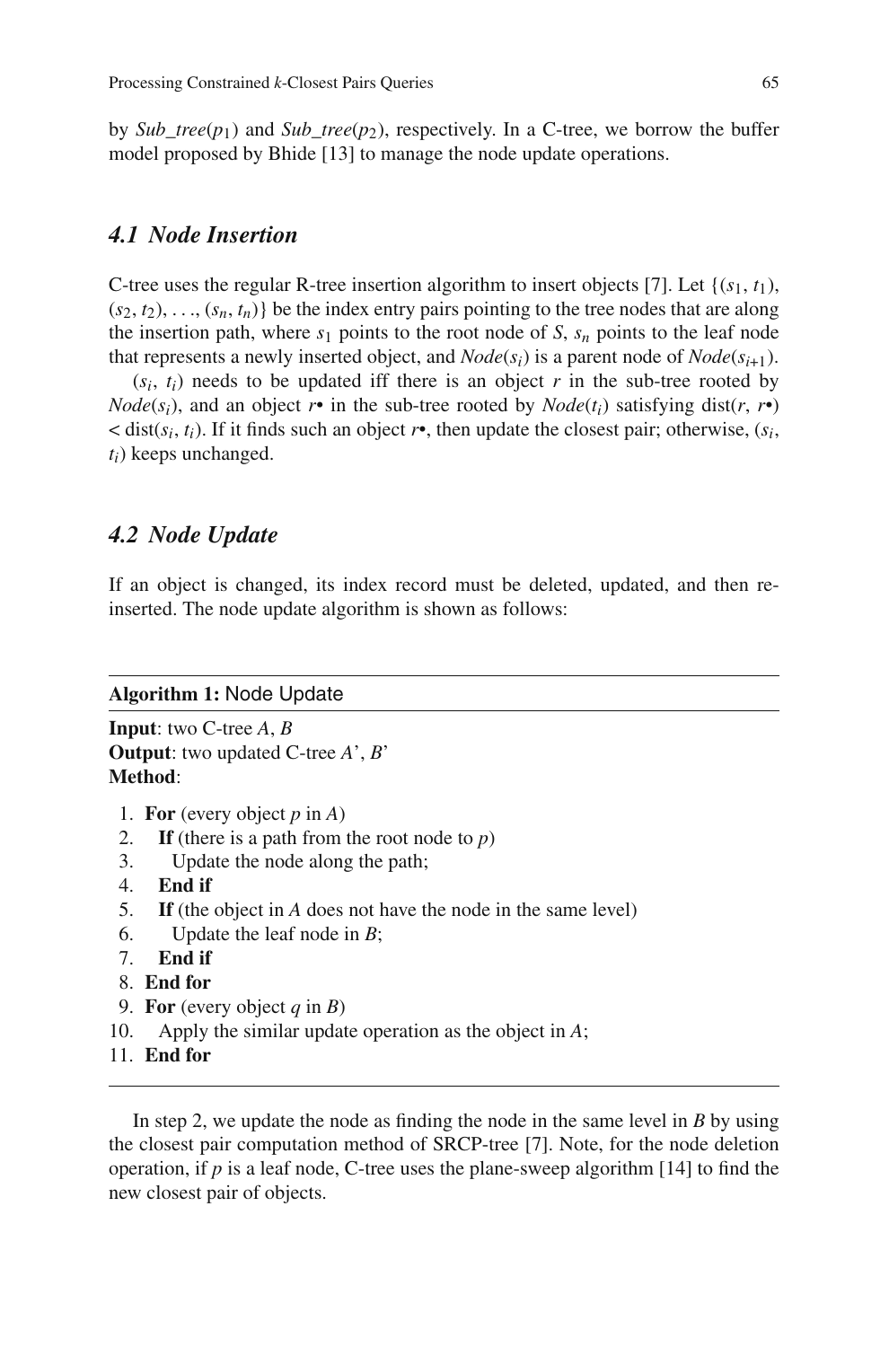by *Sub_tree*($p_1$) and *Sub_tree*($p_2$), respectively. In a C-tree, we borrow the buffer model proposed by Bhide [13] to manage the node update operations.

### *4.1 Node Insertion*

C-tree uses the regular R-tree insertion algorithm to insert objects [7]. Let $\{(s_1, t_1), (s_2, t_2), \ldots, (s_n, t_n)\}$ be the index entry pairs pointing to the tree nodes that are along the insertion path, where $s_1$ points to the root node of *S*, $s_n$ points to the leaf node that represents a newly inserted object, and *Node*($s_i$) is a parent node of *Node*($s_{i+1}$).

($s_i$, $t_i$) needs to be updated iff there is an object *r* in the sub-tree rooted by *Node*($s_i$), and an object *r•* in the sub-tree rooted by *Node*($t_i$) satisfying dist(*r*, *r•*) < dist($s_i$, $t_i$). If it finds such an object *r•*, then update the closest pair; otherwise, ($s_i$, $t_i$) keeps unchanged.

### *4.2 Node Update*

If an object is changed, its index record must be deleted, updated, and then re-inserted. The node update algorithm is shown as follows:

---

**Algorithm 1:** Node Update

---

**Input**: two C-tree *A*, *B*
**Output**: two updated C-tree *A*', *B*'
**Method**:

1. **For** (every object *p* in *A*)
2. &nbsp;&nbsp;&nbsp;&nbsp;**If** (there is a path from the root node to *p*)
3. &nbsp;&nbsp;&nbsp;&nbsp;&nbsp;&nbsp;&nbsp;&nbsp;Update the node along the path;
4. &nbsp;&nbsp;&nbsp;&nbsp;**End if**
5. &nbsp;&nbsp;&nbsp;&nbsp;**If** (the object in *A* does not have the node in the same level)
6. &nbsp;&nbsp;&nbsp;&nbsp;&nbsp;&nbsp;&nbsp;&nbsp;Update the leaf node in *B*;
7. &nbsp;&nbsp;&nbsp;&nbsp;**End if**
8. **End for**
9. **For** (every object *q* in *B*)
10. &nbsp;&nbsp;&nbsp;&nbsp;Apply the similar update operation as the object in *A*;
11. **End for**

---

In step 2, we update the node as finding the node in the same level in *B* by using the closest pair computation method of SRCP-tree [7]. Note, for the node deletion operation, if *p* is a leaf node, C-tree uses the plane-sweep algorithm [14] to find the new closest pair of objects.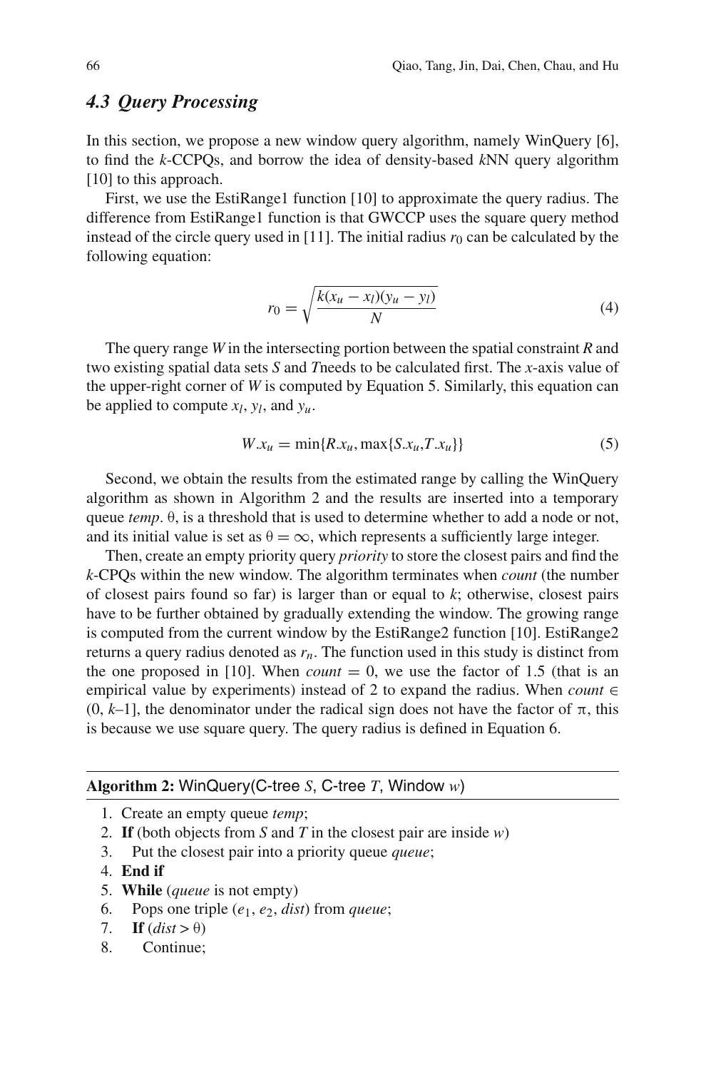### 4.3 Query Processing

In this section, we propose a new window query algorithm, namely WinQuery [6], to find the $k$-CCPQs, and borrow the idea of density-based $k$NN query algorithm [10] to this approach.

First, we use the EstiRange1 function [10] to approximate the query radius. The difference from EstiRange1 function is that GWCCP uses the square query method instead of the circle query used in [11]. The initial radius $r_0$ can be calculated by the following equation:

$$r_0 = \sqrt{\frac{k(x_u - x_l)(y_u - y_l)}{N}} \tag{4}$$

The query range $W$ in the intersecting portion between the spatial constraint $R$ and two existing spatial data sets $S$ and $T$needs to be calculated first. The $x$-axis value of the upper-right corner of $W$ is computed by Equation 5. Similarly, this equation can be applied to compute $x_l$, $y_l$, and $y_u$.

$$W.x_u = \min\{R.x_u, \max\{S.x_u, T.x_u\}\} \tag{5}$$

Second, we obtain the results from the estimated range by calling the WinQuery algorithm as shown in Algorithm 2 and the results are inserted into a temporary queue *temp*. $\theta$, is a threshold that is used to determine whether to add a node or not, and its initial value is set as $\theta = \infty$, which represents a sufficiently large integer.

Then, create an empty priority query *priority* to store the closest pairs and find the $k$-CPQs within the new window. The algorithm terminates when *count* (the number of closest pairs found so far) is larger than or equal to $k$; otherwise, closest pairs have to be further obtained by gradually extending the window. The growing range is computed from the current window by the EstiRange2 function [10]. EstiRange2 returns a query radius denoted as $r_n$. The function used in this study is distinct from the one proposed in [10]. When $count = 0$, we use the factor of 1.5 (that is an empirical value by experiments) instead of 2 to expand the radius. When $count \in (0, k\text{–}1]$, the denominator under the radical sign does not have the factor of $\pi$, this is because we use square query. The query radius is defined in Equation 6.

**Algorithm 2:** WinQuery(C-tree $S$, C-tree $T$, Window $w$)

1. Create an empty queue *temp*;
2. **If** (both objects from $S$ and $T$ in the closest pair are inside $w$)
3. Put the closest pair into a priority queue *queue*;
4. **End if**
5. **While** (*queue* is not empty)
6. Pops one triple ($e_1$, $e_2$, *dist*) from *queue*;
7. **If** ($dist > \theta$)
8. Continue;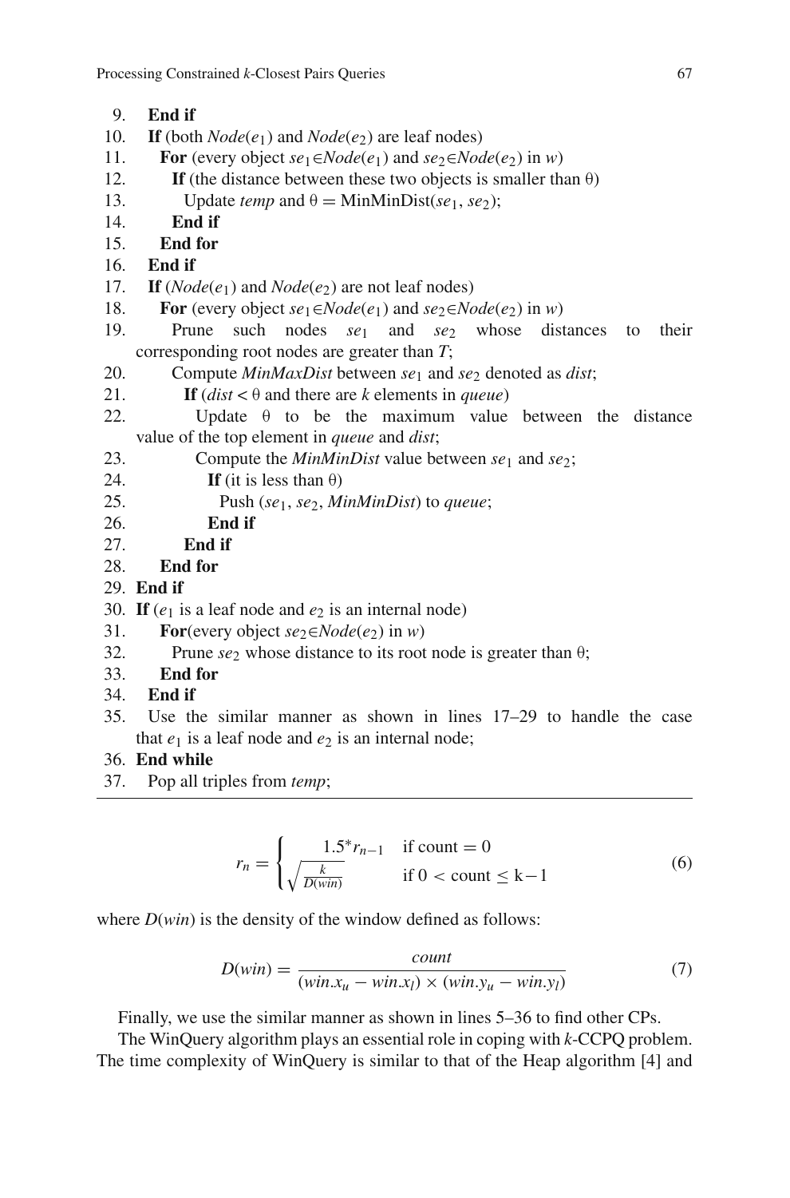```
9.   End if
10.  If (both Node(e1) and Node(e2) are leaf nodes)
11.    For (every object se1∈Node(e1) and se2∈Node(e2) in w)
12.      If (the distance between these two objects is smaller than θ)
13.        Update temp and θ = MinMinDist(se1, se2);
14.      End if
15.    End for
16.  End if
17.  If (Node(e1) and Node(e2) are not leaf nodes)
18.    For (every object se1∈Node(e1) and se2∈Node(e2) in w)
19.      Prune such nodes se1 and se2 whose distances to their
       corresponding root nodes are greater than T;
20.      Compute MinMaxDist between se1 and se2 denoted as dist;
21.        If (dist < θ and there are k elements in queue)
22.          Update θ to be the maximum value between the distance
       value of the top element in queue and dist;
23.          Compute the MinMinDist value between se1 and se2;
24.            If (it is less than θ)
25.              Push (se1, se2, MinMinDist) to queue;
26.            End if
27.        End if
28.    End for
29. End if
30. If (e1 is a leaf node and e2 is an internal node)
31.    For(every object se2∈Node(e2) in w)
32.      Prune se2 whose distance to its root node is greater than θ;
33.    End for
34.  End if
35.  Use the similar manner as shown in lines 17–29 to handle the case
     that e1 is a leaf node and e2 is an internal node;
36. End while
37.  Pop all triples from temp;
```

$$r_n = \begin{cases} 1.5^* r_{n-1} & \text{if count} = 0 \\ \sqrt{\frac{k}{D(win)}} & \text{if } 0 < \text{count} \leq \text{k}-1 \end{cases} \tag{6}$$

where $D(win)$ is the density of the window defined as follows:

$$D(win) = \frac{count}{(win.x_u - win.x_l) \times (win.y_u - win.y_l)} \tag{7}$$

Finally, we use the similar manner as shown in lines 5–36 to find other CPs.

The WinQuery algorithm plays an essential role in coping with *k*-CCPQ problem. The time complexity of WinQuery is similar to that of the Heap algorithm [4] and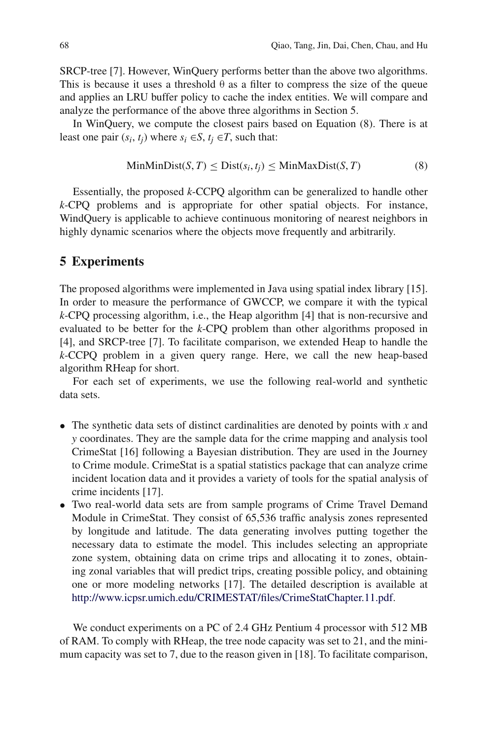SRCP-tree [7]. However, WinQuery performs better than the above two algorithms. This is because it uses a threshold θ as a filter to compress the size of the queue and applies an LRU buffer policy to cache the index entities. We will compare and analyze the performance of the above three algorithms in Section 5.

In WinQuery, we compute the closest pairs based on Equation (8). There is at least one pair $(s_i, t_j)$ where $s_i \in S$, $t_j \in T$, such that:

$$\text{MinMinDist}(S,T) \leq \text{Dist}(s_i,t_j) \leq \text{MinMaxDist}(S,T) \tag{8}$$

Essentially, the proposed *k*-CCPQ algorithm can be generalized to handle other *k*-CPQ problems and is appropriate for other spatial objects. For instance, WindQuery is applicable to achieve continuous monitoring of nearest neighbors in highly dynamic scenarios where the objects move frequently and arbitrarily.

## 5 Experiments

The proposed algorithms were implemented in Java using spatial index library [15]. In order to measure the performance of GWCCP, we compare it with the typical *k*-CPQ processing algorithm, i.e., the Heap algorithm [4] that is non-recursive and evaluated to be better for the *k*-CPQ problem than other algorithms proposed in [4], and SRCP-tree [7]. To facilitate comparison, we extended Heap to handle the *k*-CCPQ problem in a given query range. Here, we call the new heap-based algorithm RHeap for short.

For each set of experiments, we use the following real-world and synthetic data sets.

- The synthetic data sets of distinct cardinalities are denoted by points with *x* and *y* coordinates. They are the sample data for the crime mapping and analysis tool CrimeStat [16] following a Bayesian distribution. They are used in the Journey to Crime module. CrimeStat is a spatial statistics package that can analyze crime incident location data and it provides a variety of tools for the spatial analysis of crime incidents [17].
- Two real-world data sets are from sample programs of Crime Travel Demand Module in CrimeStat. They consist of 65,536 traffic analysis zones represented by longitude and latitude. The data generating involves putting together the necessary data to estimate the model. This includes selecting an appropriate zone system, obtaining data on crime trips and allocating it to zones, obtaining zonal variables that will predict trips, creating possible policy, and obtaining one or more modeling networks [17]. The detailed description is available at http://www.icpsr.umich.edu/CRIMESTAT/files/CrimeStatChapter.11.pdf.

We conduct experiments on a PC of 2.4 GHz Pentium 4 processor with 512 MB of RAM. To comply with RHeap, the tree node capacity was set to 21, and the minimum capacity was set to 7, due to the reason given in [18]. To facilitate comparison,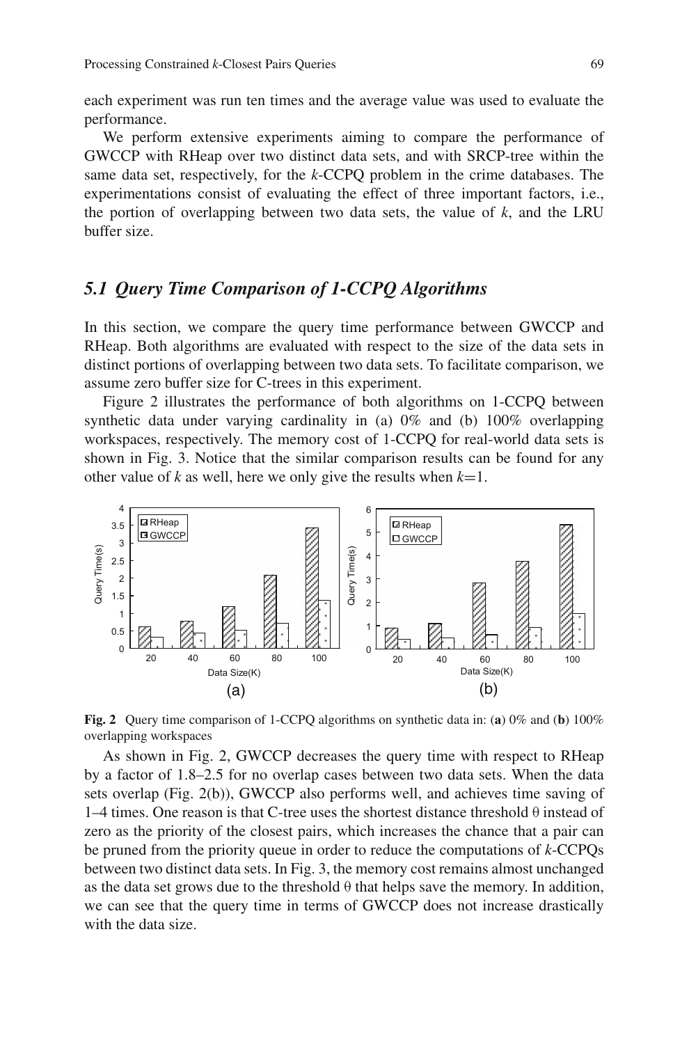each experiment was run ten times and the average value was used to evaluate the performance.

We perform extensive experiments aiming to compare the performance of GWCCP with RHeap over two distinct data sets, and with SRCP-tree within the same data set, respectively, for the *k*-CCPQ problem in the crime databases. The experimentations consist of evaluating the effect of three important factors, i.e., the portion of overlapping between two data sets, the value of *k*, and the LRU buffer size.

### *5.1 Query Time Comparison of 1-CCPQ Algorithms*

In this section, we compare the query time performance between GWCCP and RHeap. Both algorithms are evaluated with respect to the size of the data sets in distinct portions of overlapping between two data sets. To facilitate comparison, we assume zero buffer size for C-trees in this experiment.

Figure 2 illustrates the performance of both algorithms on 1-CCPQ between synthetic data under varying cardinality in (a) 0% and (b) 100% overlapping workspaces, respectively. The memory cost of 1-CCPQ for real-world data sets is shown in Fig. 3. Notice that the similar comparison results can be found for any other value of *k* as well, here we only give the results when $k=1$.

**Fig. 2** Query time comparison of 1-CCPQ algorithms on synthetic data in: (**a**) 0% and (**b**) 100% overlapping workspaces

As shown in Fig. 2, GWCCP decreases the query time with respect to RHeap by a factor of 1.8–2.5 for no overlap cases between two data sets. When the data sets overlap (Fig. 2(b)), GWCCP also performs well, and achieves time saving of 1–4 times. One reason is that C-tree uses the shortest distance threshold $\theta$ instead of zero as the priority of the closest pairs, which increases the chance that a pair can be pruned from the priority queue in order to reduce the computations of *k*-CCPQs between two distinct data sets. In Fig. 3, the memory cost remains almost unchanged as the data set grows due to the threshold $\theta$ that helps save the memory. In addition, we can see that the query time in terms of GWCCP does not increase drastically with the data size.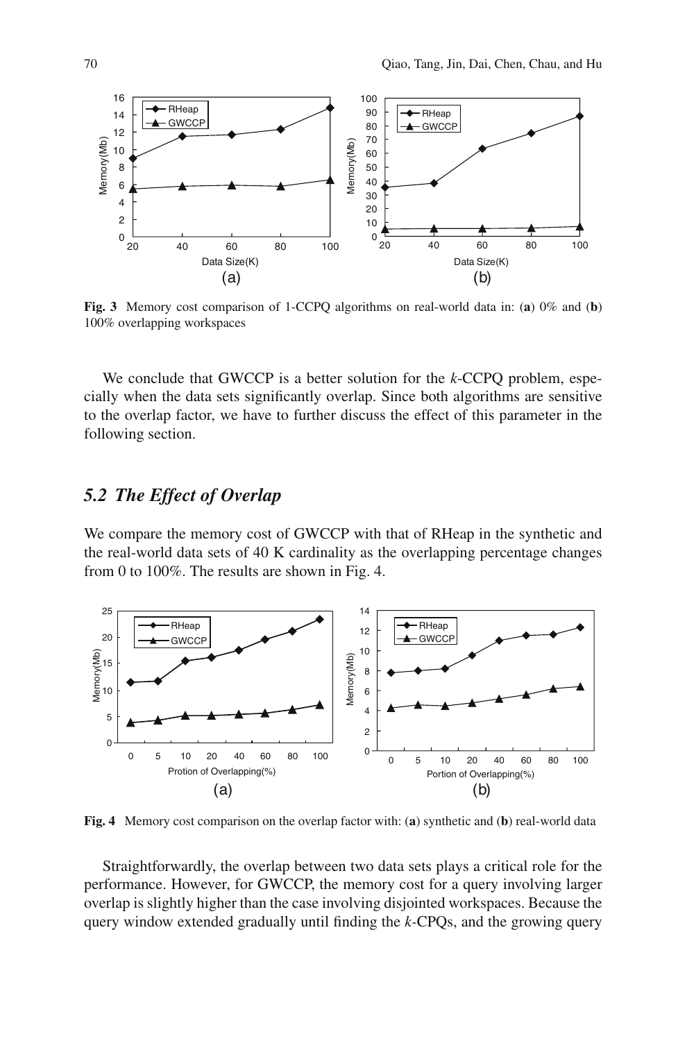**Fig. 3** Memory cost comparison of 1-CCPQ algorithms on real-world data in: (**a**) 0% and (**b**) 100% overlapping workspaces

We conclude that GWCCP is a better solution for the *k*-CCPQ problem, especially when the data sets significantly overlap. Since both algorithms are sensitive to the overlap factor, we have to further discuss the effect of this parameter in the following section.

## *5.2 The Effect of Overlap*

We compare the memory cost of GWCCP with that of RHeap in the synthetic and the real-world data sets of 40 K cardinality as the overlapping percentage changes from 0 to 100%. The results are shown in Fig. 4.

**Fig. 4** Memory cost comparison on the overlap factor with: (**a**) synthetic and (**b**) real-world data

Straightforwardly, the overlap between two data sets plays a critical role for the performance. However, for GWCCP, the memory cost for a query involving larger overlap is slightly higher than the case involving disjointed workspaces. Because the query window extended gradually until finding the *k*-CPQs, and the growing query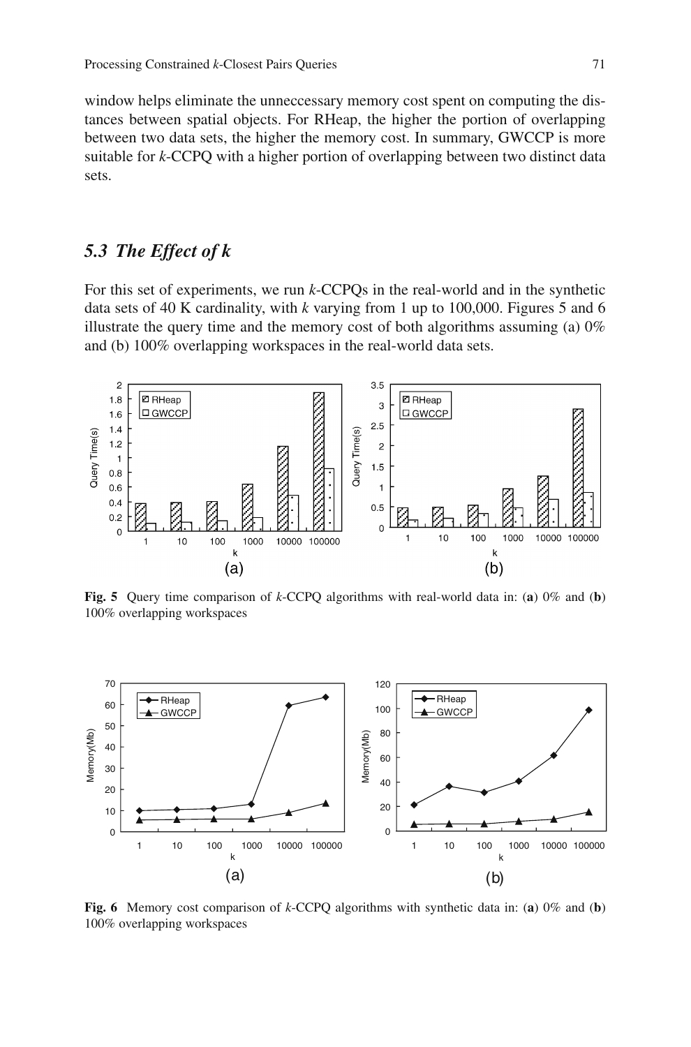window helps eliminate the unneccessary memory cost spent on computing the distances between spatial objects. For RHeap, the higher the portion of overlapping between two data sets, the higher the memory cost. In summary, GWCCP is more suitable for *k*-CCPQ with a higher portion of overlapping between two distinct data sets.

## *5.3 The Effect of k*

For this set of experiments, we run *k*-CCPQs in the real-world and in the synthetic data sets of 40 K cardinality, with *k* varying from 1 up to 100,000. Figures 5 and 6 illustrate the query time and the memory cost of both algorithms assuming (a) 0% and (b) 100% overlapping workspaces in the real-world data sets.

**Fig. 5** Query time comparison of *k*-CCPQ algorithms with real-world data in: (**a**) 0% and (**b**) 100% overlapping workspaces

**Fig. 6** Memory cost comparison of *k*-CCPQ algorithms with synthetic data in: (**a**) 0% and (**b**) 100% overlapping workspaces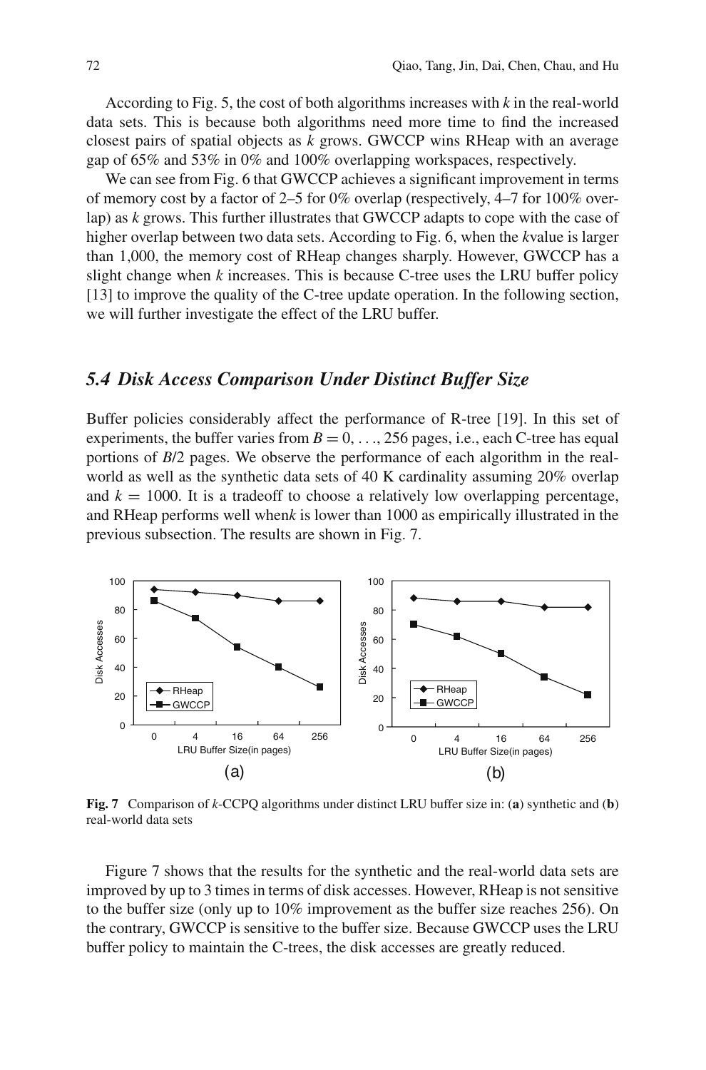According to Fig. 5, the cost of both algorithms increases with $k$ in the real-world data sets. This is because both algorithms need more time to find the increased closest pairs of spatial objects as $k$ grows. GWCCP wins RHeap with an average gap of 65% and 53% in 0% and 100% overlapping workspaces, respectively.

We can see from Fig. 6 that GWCCP achieves a significant improvement in terms of memory cost by a factor of 2–5 for 0% overlap (respectively, 4–7 for 100% overlap) as $k$ grows. This further illustrates that GWCCP adapts to cope with the case of higher overlap between two data sets. According to Fig. 6, when the $k$value is larger than 1,000, the memory cost of RHeap changes sharply. However, GWCCP has a slight change when $k$ increases. This is because C-tree uses the LRU buffer policy [13] to improve the quality of the C-tree update operation. In the following section, we will further investigate the effect of the LRU buffer.

### *5.4 Disk Access Comparison Under Distinct Buffer Size*

Buffer policies considerably affect the performance of R-tree [19]. In this set of experiments, the buffer varies from $B = 0, \ldots, 256$ pages, i.e., each C-tree has equal portions of $B/2$ pages. We observe the performance of each algorithm in the real-world as well as the synthetic data sets of 40 K cardinality assuming 20% overlap and $k = 1000$. It is a tradeoff to choose a relatively low overlapping percentage, and RHeap performs well when$k$ is lower than 1000 as empirically illustrated in the previous subsection. The results are shown in Fig. 7.

**Fig. 7** Comparison of $k$-CCPQ algorithms under distinct LRU buffer size in: (**a**) synthetic and (**b**) real-world data sets

Figure 7 shows that the results for the synthetic and the real-world data sets are improved by up to 3 times in terms of disk accesses. However, RHeap is not sensitive to the buffer size (only up to 10% improvement as the buffer size reaches 256). On the contrary, GWCCP is sensitive to the buffer size. Because GWCCP uses the LRU buffer policy to maintain the C-trees, the disk accesses are greatly reduced.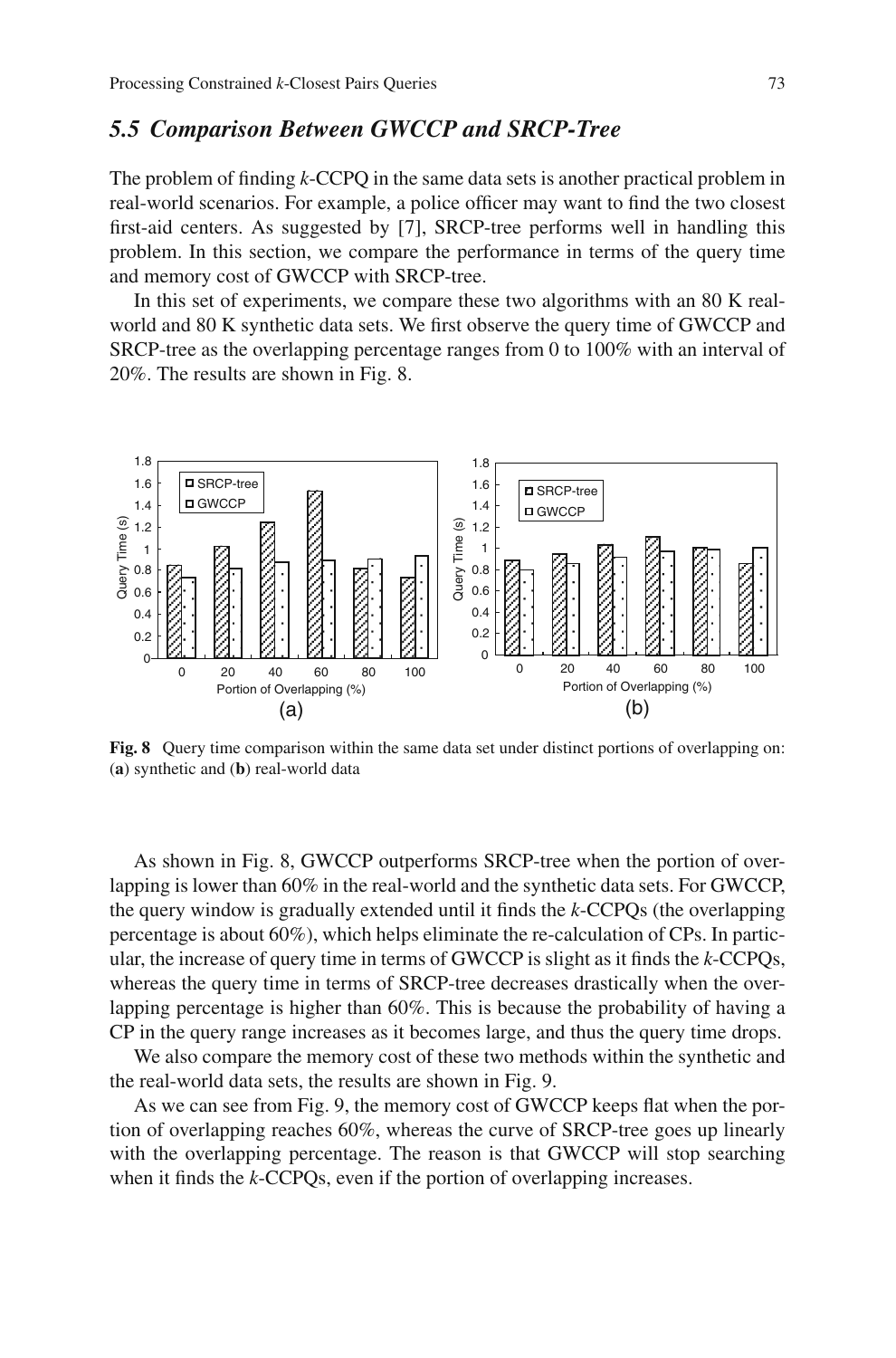### *5.5 Comparison Between GWCCP and SRCP-Tree*

The problem of finding *k*-CCPQ in the same data sets is another practical problem in real-world scenarios. For example, a police officer may want to find the two closest first-aid centers. As suggested by [7], SRCP-tree performs well in handling this problem. In this section, we compare the performance in terms of the query time and memory cost of GWCCP with SRCP-tree.

In this set of experiments, we compare these two algorithms with an 80 K real-world and 80 K synthetic data sets. We first observe the query time of GWCCP and SRCP-tree as the overlapping percentage ranges from 0 to 100% with an interval of 20%. The results are shown in Fig. 8.

**Fig. 8** Query time comparison within the same data set under distinct portions of overlapping on: (**a**) synthetic and (**b**) real-world data

As shown in Fig. 8, GWCCP outperforms SRCP-tree when the portion of overlapping is lower than 60% in the real-world and the synthetic data sets. For GWCCP, the query window is gradually extended until it finds the *k*-CCPQs (the overlapping percentage is about 60%), which helps eliminate the re-calculation of CPs. In particular, the increase of query time in terms of GWCCP is slight as it finds the *k*-CCPQs, whereas the query time in terms of SRCP-tree decreases drastically when the overlapping percentage is higher than 60%. This is because the probability of having a CP in the query range increases as it becomes large, and thus the query time drops.

We also compare the memory cost of these two methods within the synthetic and the real-world data sets, the results are shown in Fig. 9.

As we can see from Fig. 9, the memory cost of GWCCP keeps flat when the portion of overlapping reaches 60%, whereas the curve of SRCP-tree goes up linearly with the overlapping percentage. The reason is that GWCCP will stop searching when it finds the *k*-CCPQs, even if the portion of overlapping increases.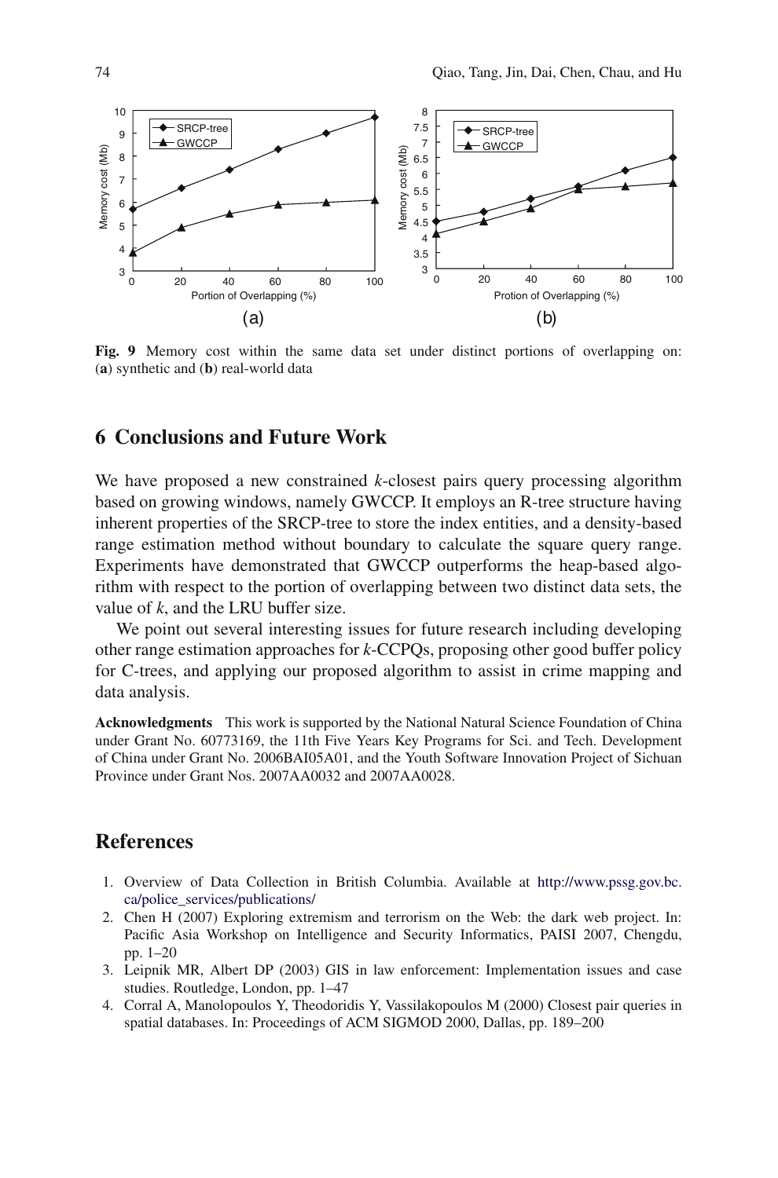**Fig. 9** Memory cost within the same data set under distinct portions of overlapping on: (**a**) synthetic and (**b**) real-world data

## 6 Conclusions and Future Work

We have proposed a new constrained *k*-closest pairs query processing algorithm based on growing windows, namely GWCCP. It employs an R-tree structure having inherent properties of the SRCP-tree to store the index entities, and a density-based range estimation method without boundary to calculate the square query range. Experiments have demonstrated that GWCCP outperforms the heap-based algorithm with respect to the portion of overlapping between two distinct data sets, the value of *k*, and the LRU buffer size.

We point out several interesting issues for future research including developing other range estimation approaches for *k*-CCPQs, proposing other good buffer policy for C-trees, and applying our proposed algorithm to assist in crime mapping and data analysis.

**Acknowledgments** This work is supported by the National Natural Science Foundation of China under Grant No. 60773169, the 11th Five Years Key Programs for Sci. and Tech. Development of China under Grant No. 2006BAI05A01, and the Youth Software Innovation Project of Sichuan Province under Grant Nos. 2007AA0032 and 2007AA0028.

## References

1. Overview of Data Collection in British Columbia. Available at http://www.pssg.gov.bc.ca/police_services/publications/
2. Chen H (2007) Exploring extremism and terrorism on the Web: the dark web project. In: Pacific Asia Workshop on Intelligence and Security Informatics, PAISI 2007, Chengdu, pp. 1–20
3. Leipnik MR, Albert DP (2003) GIS in law enforcement: Implementation issues and case studies. Routledge, London, pp. 1–47
4. Corral A, Manolopoulos Y, Theodoridis Y, Vassilakopoulos M (2000) Closest pair queries in spatial databases. In: Proceedings of ACM SIGMOD 2000, Dallas, pp. 189–200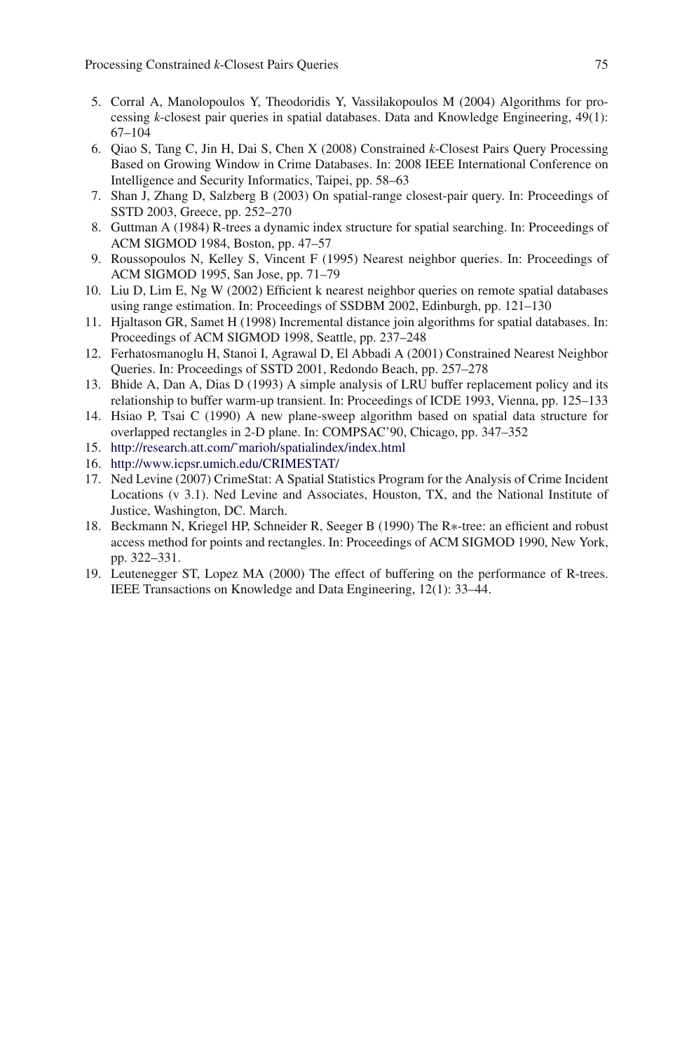5. Corral A, Manolopoulos Y, Theodoridis Y, Vassilakopoulos M (2004) Algorithms for processing *k*-closest pair queries in spatial databases. Data and Knowledge Engineering, 49(1): 67–104
6. Qiao S, Tang C, Jin H, Dai S, Chen X (2008) Constrained *k*-Closest Pairs Query Processing Based on Growing Window in Crime Databases. In: 2008 IEEE International Conference on Intelligence and Security Informatics, Taipei, pp. 58–63
7. Shan J, Zhang D, Salzberg B (2003) On spatial-range closest-pair query. In: Proceedings of SSTD 2003, Greece, pp. 252–270
8. Guttman A (1984) R-trees a dynamic index structure for spatial searching. In: Proceedings of ACM SIGMOD 1984, Boston, pp. 47–57
9. Roussopoulos N, Kelley S, Vincent F (1995) Nearest neighbor queries. In: Proceedings of ACM SIGMOD 1995, San Jose, pp. 71–79
10. Liu D, Lim E, Ng W (2002) Efficient k nearest neighbor queries on remote spatial databases using range estimation. In: Proceedings of SSDBM 2002, Edinburgh, pp. 121–130
11. Hjaltason GR, Samet H (1998) Incremental distance join algorithms for spatial databases. In: Proceedings of ACM SIGMOD 1998, Seattle, pp. 237–248
12. Ferhatosmanoglu H, Stanoi I, Agrawal D, El Abbadi A (2001) Constrained Nearest Neighbor Queries. In: Proceedings of SSTD 2001, Redondo Beach, pp. 257–278
13. Bhide A, Dan A, Dias D (1993) A simple analysis of LRU buffer replacement policy and its relationship to buffer warm-up transient. In: Proceedings of ICDE 1993, Vienna, pp. 125–133
14. Hsiao P, Tsai C (1990) A new plane-sweep algorithm based on spatial data structure for overlapped rectangles in 2-D plane. In: COMPSAC'90, Chicago, pp. 347–352
15. http://research.att.com/˜marioh/spatialindex/index.html
16. http://www.icpsr.umich.edu/CRIMESTAT/
17. Ned Levine (2007) CrimeStat: A Spatial Statistics Program for the Analysis of Crime Incident Locations (v 3.1). Ned Levine and Associates, Houston, TX, and the National Institute of Justice, Washington, DC. March.
18. Beckmann N, Kriegel HP, Schneider R, Seeger B (1990) The R∗-tree: an efficient and robust access method for points and rectangles. In: Proceedings of ACM SIGMOD 1990, New York, pp. 322–331.
19. Leutenegger ST, Lopez MA (2000) The effect of buffering on the performance of R-trees. IEEE Transactions on Knowledge and Data Engineering, 12(1): 33–44.